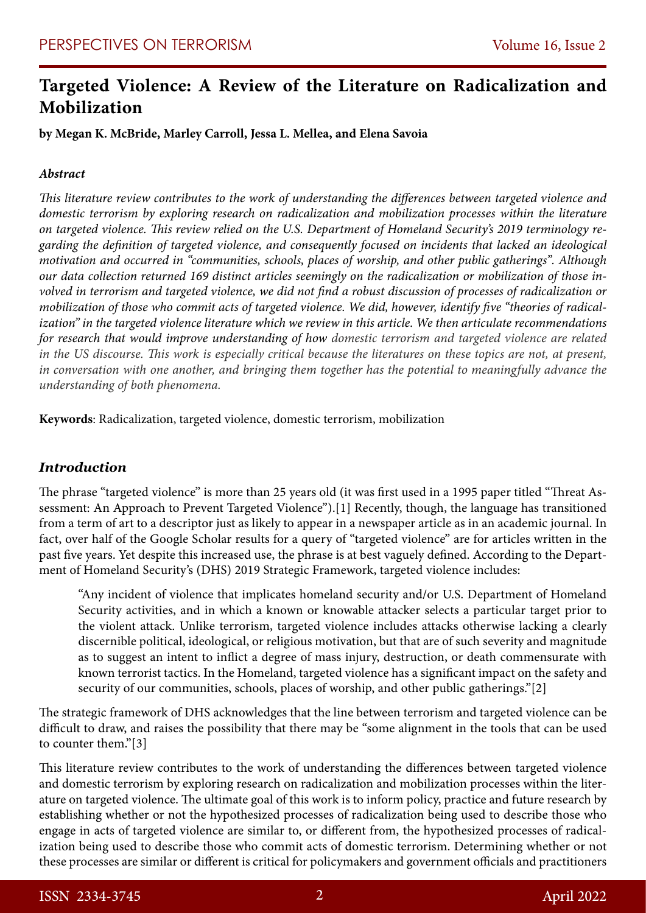# Targeted Violence: A Review of the Literature on Radicalization and Mobilization

**by Megan K. McBride, Marley Carroll, Jessa L. Mellea, and Elena Savoia**

### *Abstract*

*This literature review contributes to the work of understanding the differences between targeted violence and domestic terrorism by exploring research on radicalization and mobilization processes within the literature on targeted violence. This review relied on the U.S. Department of Homeland Security's 2019 terminology regarding the definition of targeted violence, and consequently focused on incidents that lacked an ideological motivation and occurred in "communities, schools, places of worship, and other public gatherings". Although our data collection returned 169 distinct articles seemingly on the radicalization or mobilization of those involved in terrorism and targeted violence, we did not find a robust discussion of processes of radicalization or mobilization of those who commit acts of targeted violence. We did, however, identify five "theories of radicalization" in the targeted violence literature which we review in this article. We then articulate recommendations for research that would improve understanding of how domestic terrorism and targeted violence are related in the US discourse. This work is especially critical because the literatures on these topics are not, at present, in conversation with one another, and bringing them together has the potential to meaningfully advance the understanding of both phenomena.*

**Keywords**: Radicalization, targeted violence, domestic terrorism, mobilization

## *Introduction*

The phrase "targeted violence" is more than 25 years old (it was first used in a 1995 paper titled "Threat Assessment: An Approach to Prevent Targeted Violence").[1] Recently, though, the language has transitioned from a term of art to a descriptor just as likely to appear in a newspaper article as in an academic journal. In fact, over half of the Google Scholar results for a query of "targeted violence" are for articles written in the past five years. Yet despite this increased use, the phrase is at best vaguely defined. According to the Department of Homeland Security's (DHS) 2019 Strategic Framework, targeted violence includes:

> "Any incident of violence that implicates homeland security and/or U.S. Department of Homeland Security activities, and in which a known or knowable attacker selects a particular target prior to the violent attack. Unlike terrorism, targeted violence includes attacks otherwise lacking a clearly discernible political, ideological, or religious motivation, but that are of such severity and magnitude as to suggest an intent to inflict a degree of mass injury, destruction, or death commensurate with known terrorist tactics. In the Homeland, targeted violence has a significant impact on the safety and security of our communities, schools, places of worship, and other public gatherings."[2]

The strategic framework of DHS acknowledges that the line between terrorism and targeted violence can be difficult to draw, and raises the possibility that there may be "some alignment in the tools that can be used to counter them."[3]

This literature review contributes to the work of understanding the differences between targeted violence and domestic terrorism by exploring research on radicalization and mobilization processes within the literature on targeted violence. The ultimate goal of this work is to inform policy, practice and future research by establishing whether or not the hypothesized processes of radicalization being used to describe those who engage in acts of targeted violence are similar to, or different from, the hypothesized processes of radicalization being used to describe those who commit acts of domestic terrorism. Determining whether or not these processes are similar or different is critical for policymakers and government officials and practitioners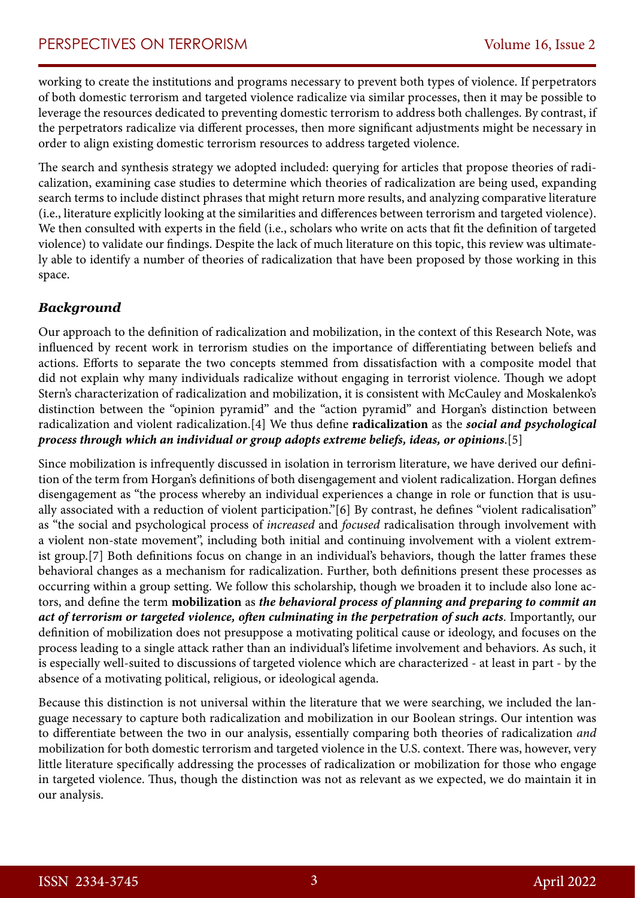working to create the institutions and programs necessary to prevent both types of violence. If perpetrators of both domestic terrorism and targeted violence radicalize via similar processes, then it may be possible to leverage the resources dedicated to preventing domestic terrorism to address both challenges. By contrast, if the perpetrators radicalize via different processes, then more significant adjustments might be necessary in order to align existing domestic terrorism resources to address targeted violence.

The search and synthesis strategy we adopted included: querying for articles that propose theories of radicalization, examining case studies to determine which theories of radicalization are being used, expanding search terms to include distinct phrases that might return more results, and analyzing comparative literature (i.e., literature explicitly looking at the similarities and differences between terrorism and targeted violence). We then consulted with experts in the field (i.e., scholars who write on acts that fit the definition of targeted violence) to validate our findings. Despite the lack of much literature on this topic, this review was ultimately able to identify a number of theories of radicalization that have been proposed by those working in this space.

### *Background*

Our approach to the definition of radicalization and mobilization, in the context of this Research Note, was influenced by recent work in terrorism studies on the importance of differentiating between beliefs and actions. Efforts to separate the two concepts stemmed from dissatisfaction with a composite model that did not explain why many individuals radicalize without engaging in terrorist violence. Though we adopt Stern's characterization of radicalization and mobilization, it is consistent with McCauley and Moskalenko's distinction between the "opinion pyramid" and the "action pyramid" and Horgan's distinction between radicalization and violent radicalization.[4] We thus define **radicalization** as the ***social and psychological process through which an individual or group adopts extreme beliefs, ideas, or opinions***.[5]

Since mobilization is infrequently discussed in isolation in terrorism literature, we have derived our definition of the term from Horgan's definitions of both disengagement and violent radicalization. Horgan defines disengagement as "the process whereby an individual experiences a change in role or function that is usually associated with a reduction of violent participation."[6] By contrast, he defines "violent radicalisation" as "the social and psychological process of *increased* and *focused* radicalisation through involvement with a violent non-state movement", including both initial and continuing involvement with a violent extremist group.[7] Both definitions focus on change in an individual's behaviors, though the latter frames these behavioral changes as a mechanism for radicalization. Further, both definitions present these processes as occurring within a group setting. We follow this scholarship, though we broaden it to include also lone actors, and define the term **mobilization** as ***the behavioral process of planning and preparing to commit an act of terrorism or targeted violence, often culminating in the perpetration of such acts***. Importantly, our definition of mobilization does not presuppose a motivating political cause or ideology, and focuses on the process leading to a single attack rather than an individual's lifetime involvement and behaviors. As such, it is especially well-suited to discussions of targeted violence which are characterized - at least in part - by the absence of a motivating political, religious, or ideological agenda.

Because this distinction is not universal within the literature that we were searching, we included the language necessary to capture both radicalization and mobilization in our Boolean strings. Our intention was to differentiate between the two in our analysis, essentially comparing both theories of radicalization *and* mobilization for both domestic terrorism and targeted violence in the U.S. context. There was, however, very little literature specifically addressing the processes of radicalization or mobilization for those who engage in targeted violence. Thus, though the distinction was not as relevant as we expected, we do maintain it in our analysis.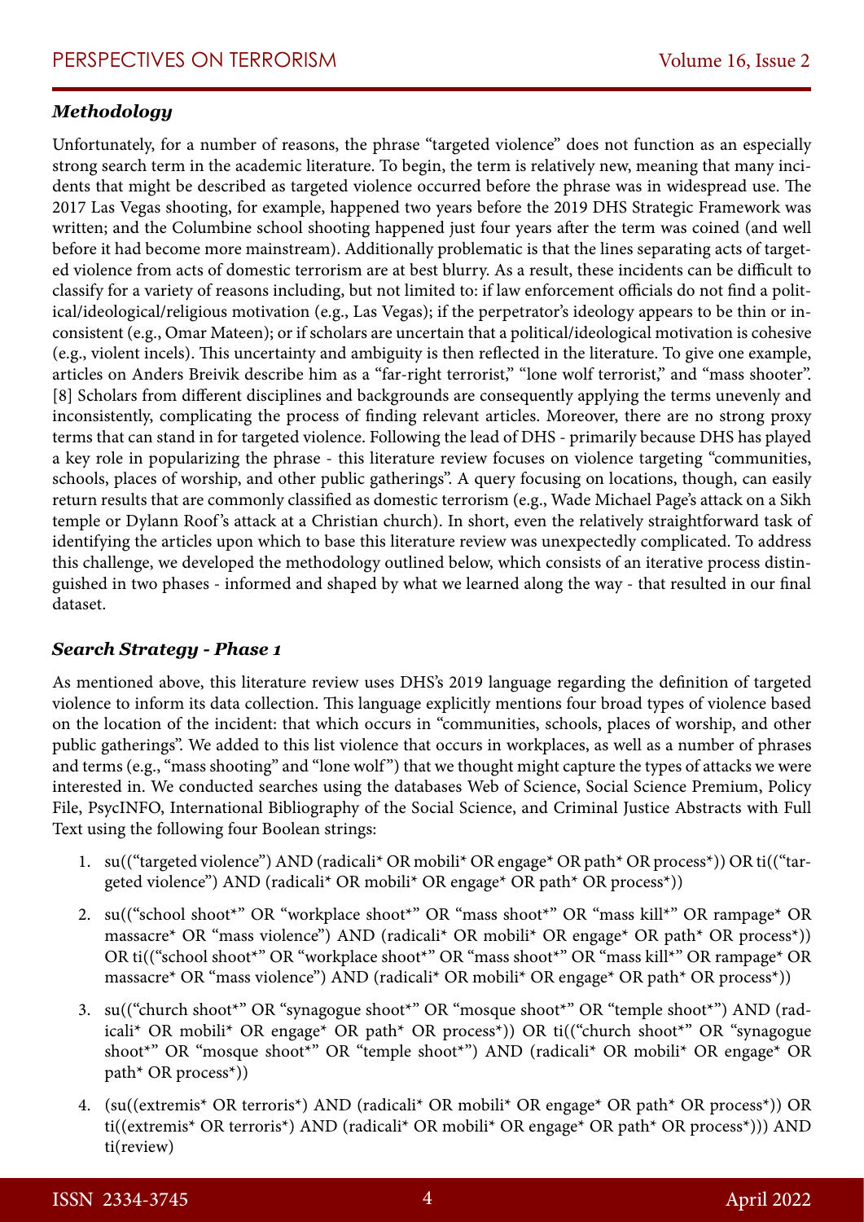### *Methodology*

Unfortunately, for a number of reasons, the phrase "targeted violence" does not function as an especially strong search term in the academic literature. To begin, the term is relatively new, meaning that many incidents that might be described as targeted violence occurred before the phrase was in widespread use. The 2017 Las Vegas shooting, for example, happened two years before the 2019 DHS Strategic Framework was written; and the Columbine school shooting happened just four years after the term was coined (and well before it had become more mainstream). Additionally problematic is that the lines separating acts of targeted violence from acts of domestic terrorism are at best blurry. As a result, these incidents can be difficult to classify for a variety of reasons including, but not limited to: if law enforcement officials do not find a political/ideological/religious motivation (e.g., Las Vegas); if the perpetrator's ideology appears to be thin or inconsistent (e.g., Omar Mateen); or if scholars are uncertain that a political/ideological motivation is cohesive (e.g., violent incels). This uncertainty and ambiguity is then reflected in the literature. To give one example, articles on Anders Breivik describe him as a "far-right terrorist," "lone wolf terrorist," and "mass shooter". [8] Scholars from different disciplines and backgrounds are consequently applying the terms unevenly and inconsistently, complicating the process of finding relevant articles. Moreover, there are no strong proxy terms that can stand in for targeted violence. Following the lead of DHS - primarily because DHS has played a key role in popularizing the phrase - this literature review focuses on violence targeting "communities, schools, places of worship, and other public gatherings". A query focusing on locations, though, can easily return results that are commonly classified as domestic terrorism (e.g., Wade Michael Page's attack on a Sikh temple or Dylann Roof's attack at a Christian church). In short, even the relatively straightforward task of identifying the articles upon which to base this literature review was unexpectedly complicated. To address this challenge, we developed the methodology outlined below, which consists of an iterative process distinguished in two phases - informed and shaped by what we learned along the way - that resulted in our final dataset.

### *Search Strategy - Phase 1*

As mentioned above, this literature review uses DHS's 2019 language regarding the definition of targeted violence to inform its data collection. This language explicitly mentions four broad types of violence based on the location of the incident: that which occurs in "communities, schools, places of worship, and other public gatherings". We added to this list violence that occurs in workplaces, as well as a number of phrases and terms (e.g., "mass shooting" and "lone wolf") that we thought might capture the types of attacks we were interested in. We conducted searches using the databases Web of Science, Social Science Premium, Policy File, PsycINFO, International Bibliography of the Social Science, and Criminal Justice Abstracts with Full Text using the following four Boolean strings:

1. su(("targeted violence") AND (radicali* OR mobili* OR engage* OR path* OR process*)) OR ti(("targeted violence") AND (radicali* OR mobili* OR engage* OR path* OR process*))
2. su(("school shoot*" OR "workplace shoot*" OR "mass shoot*" OR "mass kill*" OR rampage* OR massacre* OR "mass violence") AND (radicali* OR mobili* OR engage* OR path* OR process*)) OR ti(("school shoot*" OR "workplace shoot*" OR "mass shoot*" OR "mass kill*" OR rampage* OR massacre* OR "mass violence") AND (radicali* OR mobili* OR engage* OR path* OR process*))
3. su(("church shoot*" OR "synagogue shoot*" OR "mosque shoot*" OR "temple shoot*") AND (radicali* OR mobili* OR engage* OR path* OR process*)) OR ti(("church shoot*" OR "synagogue shoot*" OR "mosque shoot*" OR "temple shoot*") AND (radicali* OR mobili* OR engage* OR path* OR process*))
4. (su((extremis* OR terroris*) AND (radicali* OR mobili* OR engage* OR path* OR process*)) OR ti((extremis* OR terroris*) AND (radicali* OR mobili* OR engage* OR path* OR process*))) AND ti(review)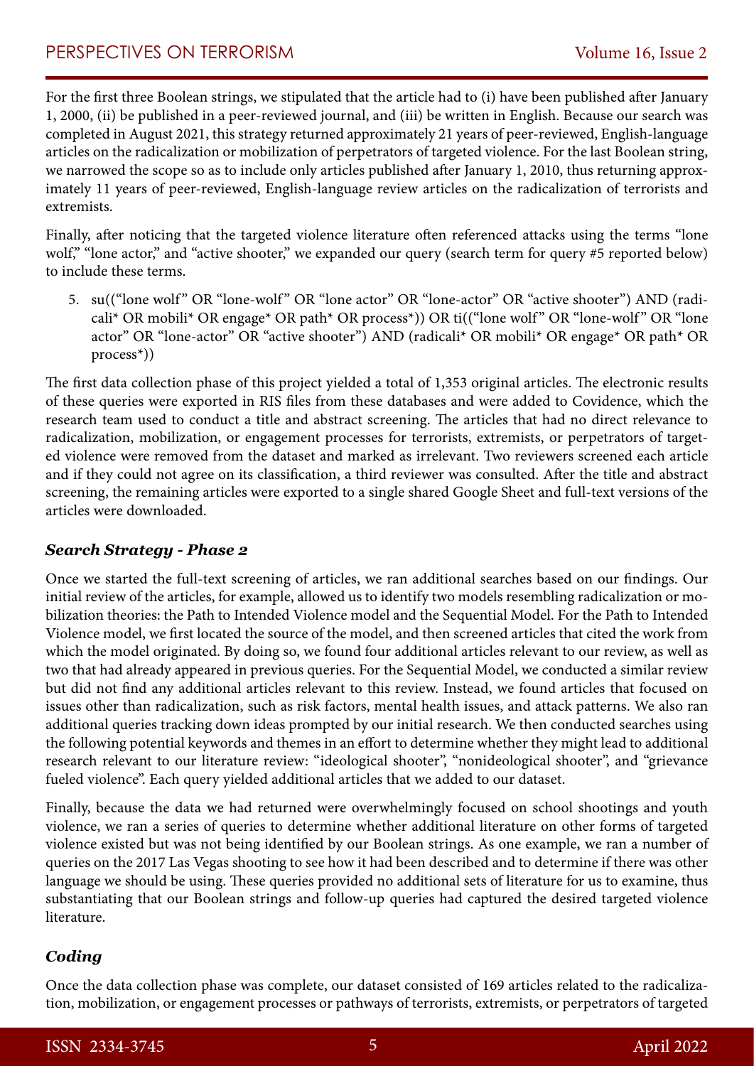For the first three Boolean strings, we stipulated that the article had to (i) have been published after January 1, 2000, (ii) be published in a peer-reviewed journal, and (iii) be written in English. Because our search was completed in August 2021, this strategy returned approximately 21 years of peer-reviewed, English-language articles on the radicalization or mobilization of perpetrators of targeted violence. For the last Boolean string, we narrowed the scope so as to include only articles published after January 1, 2010, thus returning approximately 11 years of peer-reviewed, English-language review articles on the radicalization of terrorists and extremists.

Finally, after noticing that the targeted violence literature often referenced attacks using the terms "lone wolf," "lone actor," and "active shooter," we expanded our query (search term for query #5 reported below) to include these terms.

5. su(("lone wolf" OR "lone-wolf" OR "lone actor" OR "lone-actor" OR "active shooter") AND (radicali* OR mobili* OR engage* OR path* OR process*)) OR ti(("lone wolf" OR "lone-wolf" OR "lone actor" OR "lone-actor" OR "active shooter") AND (radicali* OR mobili* OR engage* OR path* OR process*))

The first data collection phase of this project yielded a total of 1,353 original articles. The electronic results of these queries were exported in RIS files from these databases and were added to Covidence, which the research team used to conduct a title and abstract screening. The articles that had no direct relevance to radicalization, mobilization, or engagement processes for terrorists, extremists, or perpetrators of targeted violence were removed from the dataset and marked as irrelevant. Two reviewers screened each article and if they could not agree on its classification, a third reviewer was consulted. After the title and abstract screening, the remaining articles were exported to a single shared Google Sheet and full-text versions of the articles were downloaded.

### *Search Strategy - Phase 2*

Once we started the full-text screening of articles, we ran additional searches based on our findings. Our initial review of the articles, for example, allowed us to identify two models resembling radicalization or mobilization theories: the Path to Intended Violence model and the Sequential Model. For the Path to Intended Violence model, we first located the source of the model, and then screened articles that cited the work from which the model originated. By doing so, we found four additional articles relevant to our review, as well as two that had already appeared in previous queries. For the Sequential Model, we conducted a similar review but did not find any additional articles relevant to this review. Instead, we found articles that focused on issues other than radicalization, such as risk factors, mental health issues, and attack patterns. We also ran additional queries tracking down ideas prompted by our initial research. We then conducted searches using the following potential keywords and themes in an effort to determine whether they might lead to additional research relevant to our literature review: "ideological shooter", "nonideological shooter", and "grievance fueled violence". Each query yielded additional articles that we added to our dataset.

Finally, because the data we had returned were overwhelmingly focused on school shootings and youth violence, we ran a series of queries to determine whether additional literature on other forms of targeted violence existed but was not being identified by our Boolean strings. As one example, we ran a number of queries on the 2017 Las Vegas shooting to see how it had been described and to determine if there was other language we should be using. These queries provided no additional sets of literature for us to examine, thus substantiating that our Boolean strings and follow-up queries had captured the desired targeted violence literature.

### *Coding*

Once the data collection phase was complete, our dataset consisted of 169 articles related to the radicalization, mobilization, or engagement processes or pathways of terrorists, extremists, or perpetrators of targeted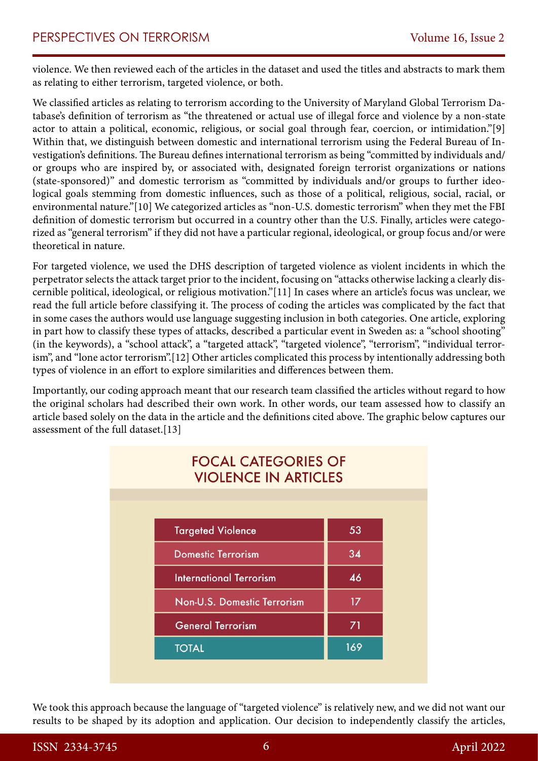violence. We then reviewed each of the articles in the dataset and used the titles and abstracts to mark them as relating to either terrorism, targeted violence, or both.

We classified articles as relating to terrorism according to the University of Maryland Global Terrorism Database's definition of terrorism as "the threatened or actual use of illegal force and violence by a non-state actor to attain a political, economic, religious, or social goal through fear, coercion, or intimidation."[9] Within that, we distinguish between domestic and international terrorism using the Federal Bureau of Investigation's definitions. The Bureau defines international terrorism as being "committed by individuals and/or groups who are inspired by, or associated with, designated foreign terrorist organizations or nations (state-sponsored)" and domestic terrorism as "committed by individuals and/or groups to further ideological goals stemming from domestic influences, such as those of a political, religious, social, racial, or environmental nature."[10] We categorized articles as "non-U.S. domestic terrorism" when they met the FBI definition of domestic terrorism but occurred in a country other than the U.S. Finally, articles were categorized as "general terrorism" if they did not have a particular regional, ideological, or group focus and/or were theoretical in nature.

For targeted violence, we used the DHS description of targeted violence as violent incidents in which the perpetrator selects the attack target prior to the incident, focusing on "attacks otherwise lacking a clearly discernible political, ideological, or religious motivation."[11] In cases where an article's focus was unclear, we read the full article before classifying it. The process of coding the articles was complicated by the fact that in some cases the authors would use language suggesting inclusion in both categories. One article, exploring in part how to classify these types of attacks, described a particular event in Sweden as: a "school shooting" (in the keywords), a "school attack", a "targeted attack", "targeted violence", "terrorism", "individual terrorism", and "lone actor terrorism".[12] Other articles complicated this process by intentionally addressing both types of violence in an effort to explore similarities and differences between them.

Importantly, our coding approach meant that our research team classified the articles without regard to how the original scholars had described their own work. In other words, our team assessed how to classify an article based solely on the data in the article and the definitions cited above. The graphic below captures our assessment of the full dataset.[13]

**FOCAL CATEGORIES OF VIOLENCE IN ARTICLES**

| Category | Count |
|---|---|
| Targeted Violence | 53 |
| Domestic Terrorism | 34 |
| International Terrorism | 46 |
| Non-U.S. Domestic Terrorism | 17 |
| General Terrorism | 71 |
| TOTAL | 169 |

We took this approach because the language of "targeted violence" is relatively new, and we did not want our results to be shaped by its adoption and application. Our decision to independently classify the articles,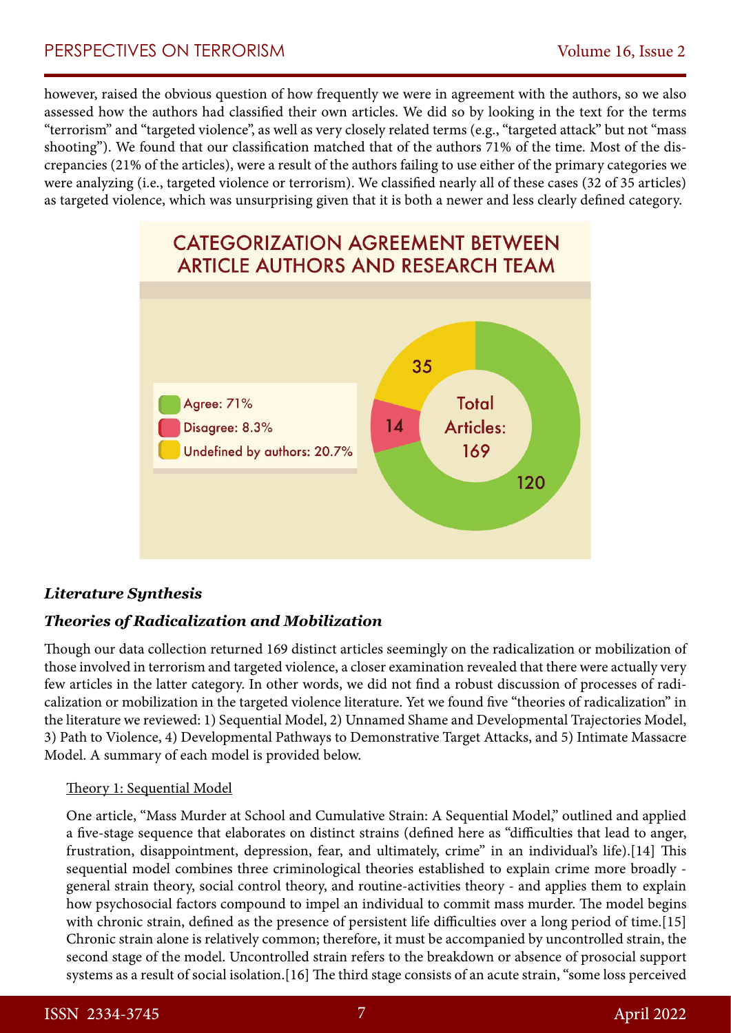however, raised the obvious question of how frequently we were in agreement with the authors, so we also assessed how the authors had classified their own articles. We did so by looking in the text for the terms "terrorism" and "targeted violence", as well as very closely related terms (e.g., "targeted attack" but not "mass shooting"). We found that our classification matched that of the authors 71% of the time. Most of the discrepancies (21% of the articles), were a result of the authors failing to use either of the primary categories we were analyzing (i.e., targeted violence or terrorism). We classified nearly all of these cases (32 of 35 articles) as targeted violence, which was unsurprising given that it is both a newer and less clearly defined category.

**CATEGORIZATION AGREEMENT BETWEEN ARTICLE AUTHORS AND RESEARCH TEAM**

| Category | Articles | Percentage |
|---|---|---|
| Agree | 120 | 71% |
| Disagree | 14 | 8.3% |
| Undefined by authors | 35 | 20.7% |
| Total Articles | 169 | |

## *Literature Synthesis*

### *Theories of Radicalization and Mobilization*

Though our data collection returned 169 distinct articles seemingly on the radicalization or mobilization of those involved in terrorism and targeted violence, a closer examination revealed that there were actually very few articles in the latter category. In other words, we did not find a robust discussion of processes of radicalization or mobilization in the targeted violence literature. Yet we found five "theories of radicalization" in the literature we reviewed: 1) Sequential Model, 2) Unnamed Shame and Developmental Trajectories Model, 3) Path to Violence, 4) Developmental Pathways to Demonstrative Target Attacks, and 5) Intimate Massacre Model. A summary of each model is provided below.

#### Theory 1: Sequential Model

One article, "Mass Murder at School and Cumulative Strain: A Sequential Model," outlined and applied a five-stage sequence that elaborates on distinct strains (defined here as "difficulties that lead to anger, frustration, disappointment, depression, fear, and ultimately, crime" in an individual's life).[14] This sequential model combines three criminological theories established to explain crime more broadly - general strain theory, social control theory, and routine-activities theory - and applies them to explain how psychosocial factors compound to impel an individual to commit mass murder. The model begins with chronic strain, defined as the presence of persistent life difficulties over a long period of time.[15] Chronic strain alone is relatively common; therefore, it must be accompanied by uncontrolled strain, the second stage of the model. Uncontrolled strain refers to the breakdown or absence of prosocial support systems as a result of social isolation.[16] The third stage consists of an acute strain, "some loss perceived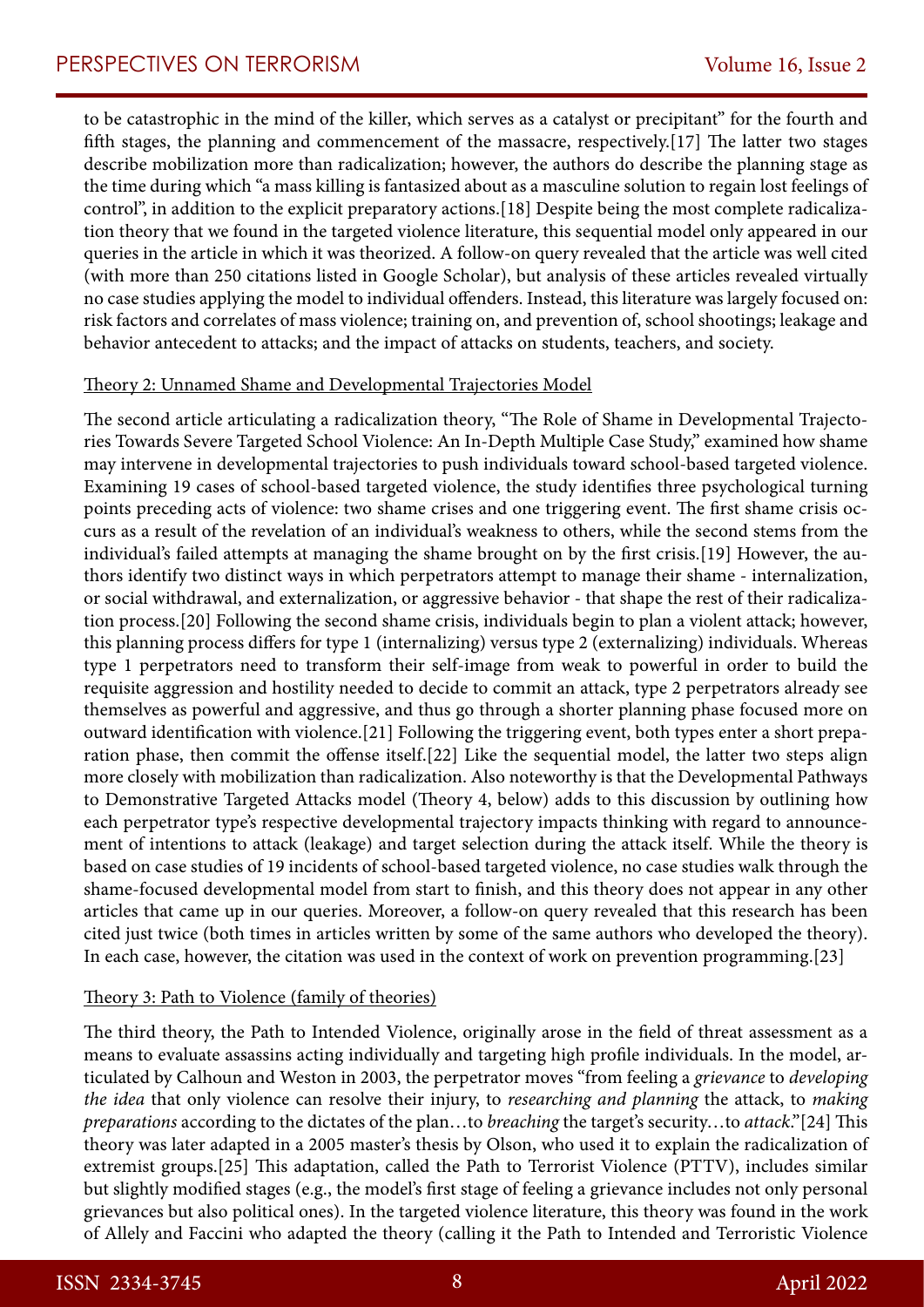to be catastrophic in the mind of the killer, which serves as a catalyst or precipitant" for the fourth and fifth stages, the planning and commencement of the massacre, respectively.[17] The latter two stages describe mobilization more than radicalization; however, the authors do describe the planning stage as the time during which "a mass killing is fantasized about as a masculine solution to regain lost feelings of control", in addition to the explicit preparatory actions.[18] Despite being the most complete radicalization theory that we found in the targeted violence literature, this sequential model only appeared in our queries in the article in which it was theorized. A follow-on query revealed that the article was well cited (with more than 250 citations listed in Google Scholar), but analysis of these articles revealed virtually no case studies applying the model to individual offenders. Instead, this literature was largely focused on: risk factors and correlates of mass violence; training on, and prevention of, school shootings; leakage and behavior antecedent to attacks; and the impact of attacks on students, teachers, and society.

### Theory 2: Unnamed Shame and Developmental Trajectories Model

The second article articulating a radicalization theory, "The Role of Shame in Developmental Trajectories Towards Severe Targeted School Violence: An In-Depth Multiple Case Study," examined how shame may intervene in developmental trajectories to push individuals toward school-based targeted violence. Examining 19 cases of school-based targeted violence, the study identifies three psychological turning points preceding acts of violence: two shame crises and one triggering event. The first shame crisis occurs as a result of the revelation of an individual's weakness to others, while the second stems from the individual's failed attempts at managing the shame brought on by the first crisis.[19] However, the authors identify two distinct ways in which perpetrators attempt to manage their shame - internalization, or social withdrawal, and externalization, or aggressive behavior - that shape the rest of their radicalization process.[20] Following the second shame crisis, individuals begin to plan a violent attack; however, this planning process differs for type 1 (internalizing) versus type 2 (externalizing) individuals. Whereas type 1 perpetrators need to transform their self-image from weak to powerful in order to build the requisite aggression and hostility needed to decide to commit an attack, type 2 perpetrators already see themselves as powerful and aggressive, and thus go through a shorter planning phase focused more on outward identification with violence.[21] Following the triggering event, both types enter a short preparation phase, then commit the offense itself.[22] Like the sequential model, the latter two steps align more closely with mobilization than radicalization. Also noteworthy is that the Developmental Pathways to Demonstrative Targeted Attacks model (Theory 4, below) adds to this discussion by outlining how each perpetrator type's respective developmental trajectory impacts thinking with regard to announcement of intentions to attack (leakage) and target selection during the attack itself. While the theory is based on case studies of 19 incidents of school-based targeted violence, no case studies walk through the shame-focused developmental model from start to finish, and this theory does not appear in any other articles that came up in our queries. Moreover, a follow-on query revealed that this research has been cited just twice (both times in articles written by some of the same authors who developed the theory). In each case, however, the citation was used in the context of work on prevention programming.[23]

### Theory 3: Path to Violence (family of theories)

The third theory, the Path to Intended Violence, originally arose in the field of threat assessment as a means to evaluate assassins acting individually and targeting high profile individuals. In the model, articulated by Calhoun and Weston in 2003, the perpetrator moves "from feeling a *grievance* to *developing the idea* that only violence can resolve their injury, to *researching and planning* the attack, to *making preparations* according to the dictates of the plan…to *breaching* the target's security…to *attack*."[24] This theory was later adapted in a 2005 master's thesis by Olson, who used it to explain the radicalization of extremist groups.[25] This adaptation, called the Path to Terrorist Violence (PTTV), includes similar but slightly modified stages (e.g., the model's first stage of feeling a grievance includes not only personal grievances but also political ones). In the targeted violence literature, this theory was found in the work of Allely and Faccini who adapted the theory (calling it the Path to Intended and Terroristic Violence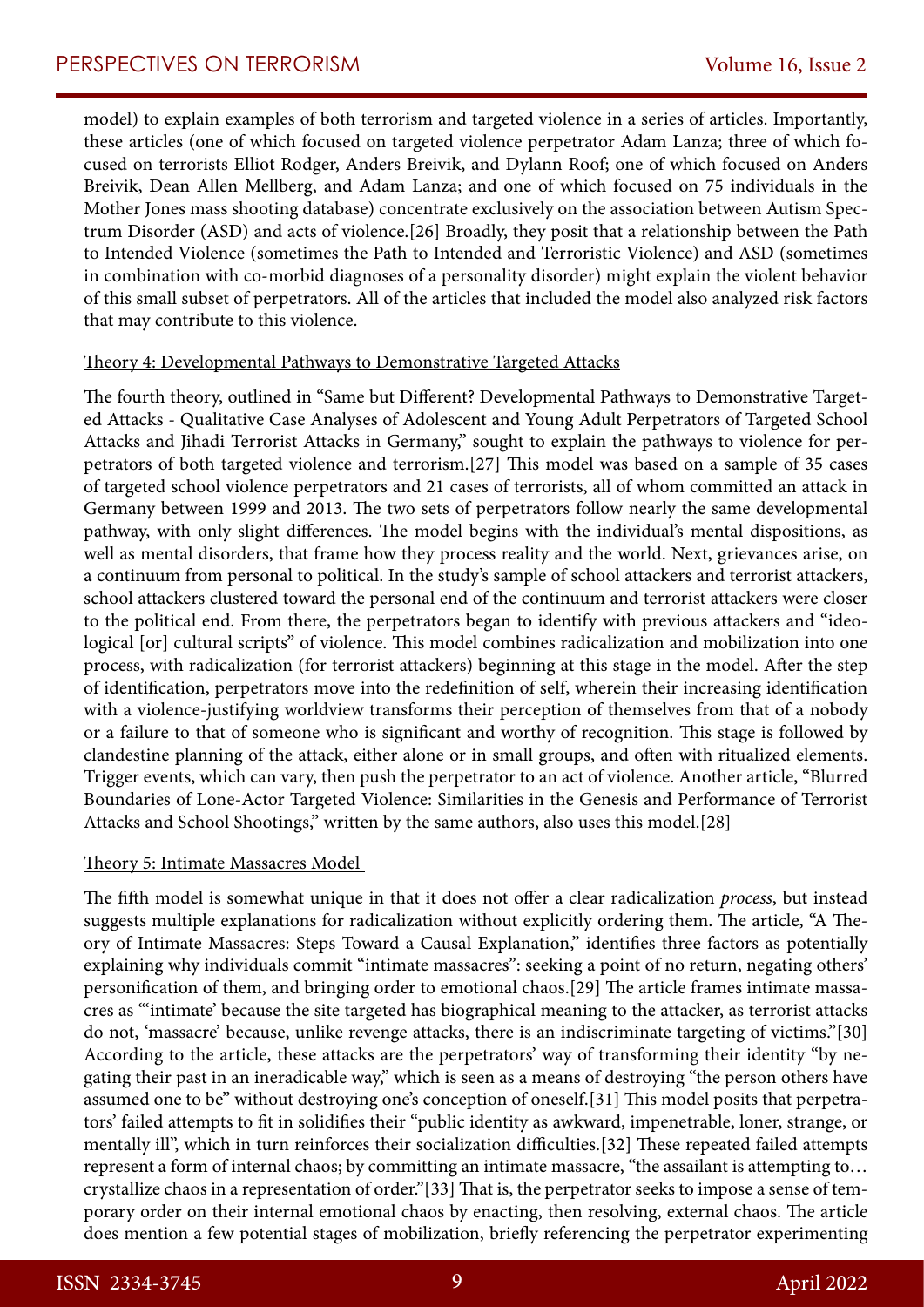model) to explain examples of both terrorism and targeted violence in a series of articles. Importantly, these articles (one of which focused on targeted violence perpetrator Adam Lanza; three of which focused on terrorists Elliot Rodger, Anders Breivik, and Dylann Roof; one of which focused on Anders Breivik, Dean Allen Mellberg, and Adam Lanza; and one of which focused on 75 individuals in the Mother Jones mass shooting database) concentrate exclusively on the association between Autism Spectrum Disorder (ASD) and acts of violence.[26] Broadly, they posit that a relationship between the Path to Intended Violence (sometimes the Path to Intended and Terroristic Violence) and ASD (sometimes in combination with co-morbid diagnoses of a personality disorder) might explain the violent behavior of this small subset of perpetrators. All of the articles that included the model also analyzed risk factors that may contribute to this violence.

### Theory 4: Developmental Pathways to Demonstrative Targeted Attacks

The fourth theory, outlined in "Same but Different? Developmental Pathways to Demonstrative Targeted Attacks - Qualitative Case Analyses of Adolescent and Young Adult Perpetrators of Targeted School Attacks and Jihadi Terrorist Attacks in Germany," sought to explain the pathways to violence for perpetrators of both targeted violence and terrorism.[27] This model was based on a sample of 35 cases of targeted school violence perpetrators and 21 cases of terrorists, all of whom committed an attack in Germany between 1999 and 2013. The two sets of perpetrators follow nearly the same developmental pathway, with only slight differences. The model begins with the individual's mental dispositions, as well as mental disorders, that frame how they process reality and the world. Next, grievances arise, on a continuum from personal to political. In the study's sample of school attackers and terrorist attackers, school attackers clustered toward the personal end of the continuum and terrorist attackers were closer to the political end. From there, the perpetrators began to identify with previous attackers and "ideological [or] cultural scripts" of violence. This model combines radicalization and mobilization into one process, with radicalization (for terrorist attackers) beginning at this stage in the model. After the step of identification, perpetrators move into the redefinition of self, wherein their increasing identification with a violence-justifying worldview transforms their perception of themselves from that of a nobody or a failure to that of someone who is significant and worthy of recognition. This stage is followed by clandestine planning of the attack, either alone or in small groups, and often with ritualized elements. Trigger events, which can vary, then push the perpetrator to an act of violence. Another article, "Blurred Boundaries of Lone-Actor Targeted Violence: Similarities in the Genesis and Performance of Terrorist Attacks and School Shootings," written by the same authors, also uses this model.[28]

### Theory 5: Intimate Massacres Model

The fifth model is somewhat unique in that it does not offer a clear radicalization *process*, but instead suggests multiple explanations for radicalization without explicitly ordering them. The article, "A Theory of Intimate Massacres: Steps Toward a Causal Explanation," identifies three factors as potentially explaining why individuals commit "intimate massacres": seeking a point of no return, negating others' personification of them, and bringing order to emotional chaos.[29] The article frames intimate massacres as "'intimate' because the site targeted has biographical meaning to the attacker, as terrorist attacks do not, 'massacre' because, unlike revenge attacks, there is an indiscriminate targeting of victims."[30] According to the article, these attacks are the perpetrators' way of transforming their identity "by negating their past in an ineradicable way," which is seen as a means of destroying "the person others have assumed one to be" without destroying one's conception of oneself.[31] This model posits that perpetrators' failed attempts to fit in solidifies their "public identity as awkward, impenetrable, loner, strange, or mentally ill", which in turn reinforces their socialization difficulties.[32] These repeated failed attempts represent a form of internal chaos; by committing an intimate massacre, "the assailant is attempting to… crystallize chaos in a representation of order."[33] That is, the perpetrator seeks to impose a sense of temporary order on their internal emotional chaos by enacting, then resolving, external chaos. The article does mention a few potential stages of mobilization, briefly referencing the perpetrator experimenting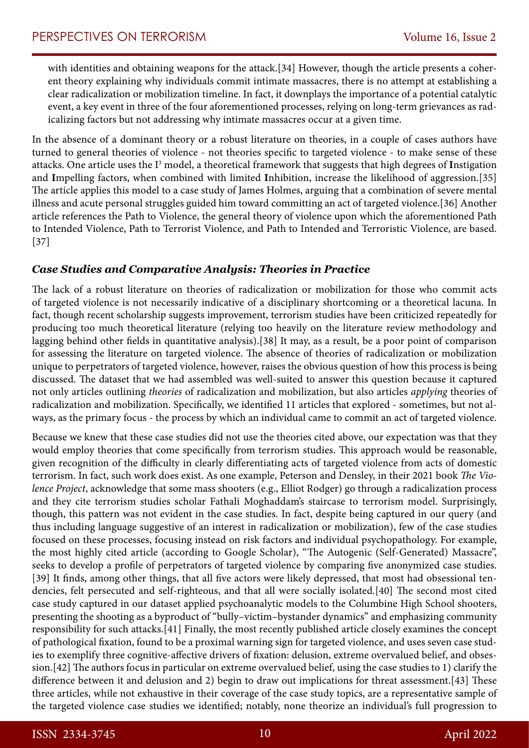with identities and obtaining weapons for the attack.[34] However, though the article presents a coherent theory explaining why individuals commit intimate massacres, there is no attempt at establishing a clear radicalization or mobilization timeline. In fact, it downplays the importance of a potential catalytic event, a key event in three of the four aforementioned processes, relying on long-term grievances as radicalizing factors but not addressing why intimate massacres occur at a given time.

In the absence of a dominant theory or a robust literature on theories, in a couple of cases authors have turned to general theories of violence - not theories specific to targeted violence - to make sense of these attacks. One article uses the I³ model, a theoretical framework that suggests that high degrees of **I**nstigation and **I**mpelling factors, when combined with limited **I**nhibition, increase the likelihood of aggression.[35] The article applies this model to a case study of James Holmes, arguing that a combination of severe mental illness and acute personal struggles guided him toward committing an act of targeted violence.[36] Another article references the Path to Violence, the general theory of violence upon which the aforementioned Path to Intended Violence, Path to Terrorist Violence, and Path to Intended and Terroristic Violence, are based.[37]

### *Case Studies and Comparative Analysis: Theories in Practice*

The lack of a robust literature on theories of radicalization or mobilization for those who commit acts of targeted violence is not necessarily indicative of a disciplinary shortcoming or a theoretical lacuna. In fact, though recent scholarship suggests improvement, terrorism studies have been criticized repeatedly for producing too much theoretical literature (relying too heavily on the literature review methodology and lagging behind other fields in quantitative analysis).[38] It may, as a result, be a poor point of comparison for assessing the literature on targeted violence. The absence of theories of radicalization or mobilization unique to perpetrators of targeted violence, however, raises the obvious question of how this process is being discussed. The dataset that we had assembled was well-suited to answer this question because it captured not only articles outlining *theories* of radicalization and mobilization, but also articles *applying* theories of radicalization and mobilization. Specifically, we identified 11 articles that explored - sometimes, but not always, as the primary focus - the process by which an individual came to commit an act of targeted violence.

Because we knew that these case studies did not use the theories cited above, our expectation was that they would employ theories that come specifically from terrorism studies. This approach would be reasonable, given recognition of the difficulty in clearly differentiating acts of targeted violence from acts of domestic terrorism. In fact, such work does exist. As one example, Peterson and Densley, in their 2021 book *The Violence Project*, acknowledge that some mass shooters (e.g., Elliot Rodger) go through a radicalization process and they cite terrorism studies scholar Fathali Moghaddam's staircase to terrorism model. Surprisingly, though, this pattern was not evident in the case studies. In fact, despite being captured in our query (and thus including language suggestive of an interest in radicalization or mobilization), few of the case studies focused on these processes, focusing instead on risk factors and individual psychopathology. For example, the most highly cited article (according to Google Scholar), "The Autogenic (Self-Generated) Massacre", seeks to develop a profile of perpetrators of targeted violence by comparing five anonymized case studies.[39] It finds, among other things, that all five actors were likely depressed, that most had obsessional tendencies, felt persecuted and self-righteous, and that all were socially isolated.[40] The second most cited case study captured in our dataset applied psychoanalytic models to the Columbine High School shooters, presenting the shooting as a byproduct of "bully–victim–bystander dynamics" and emphasizing community responsibility for such attacks.[41] Finally, the most recently published article closely examines the concept of pathological fixation, found to be a proximal warning sign for targeted violence, and uses seven case studies to exemplify three cognitive-affective drivers of fixation: delusion, extreme overvalued belief, and obsession.[42] The authors focus in particular on extreme overvalued belief, using the case studies to 1) clarify the difference between it and delusion and 2) begin to draw out implications for threat assessment.[43] These three articles, while not exhaustive in their coverage of the case study topics, are a representative sample of the targeted violence case studies we identified; notably, none theorize an individual's full progression to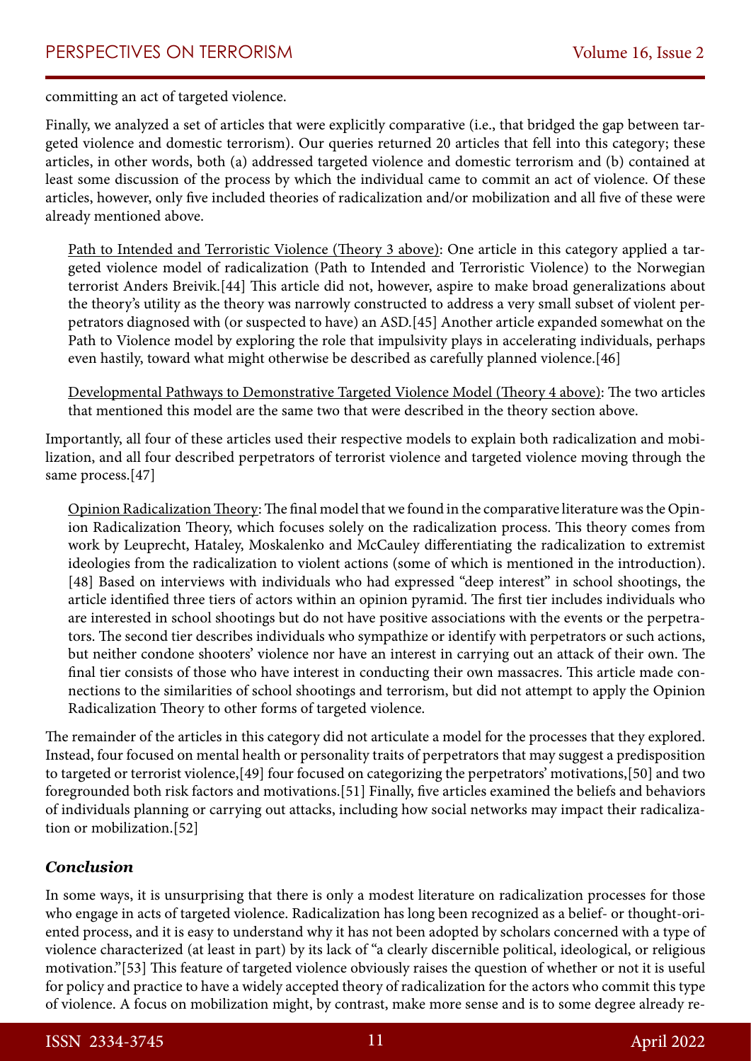committing an act of targeted violence.

Finally, we analyzed a set of articles that were explicitly comparative (i.e., that bridged the gap between targeted violence and domestic terrorism). Our queries returned 20 articles that fell into this category; these articles, in other words, both (a) addressed targeted violence and domestic terrorism and (b) contained at least some discussion of the process by which the individual came to commit an act of violence. Of these articles, however, only five included theories of radicalization and/or mobilization and all five of these were already mentioned above.

> Path to Intended and Terroristic Violence (Theory 3 above): One article in this category applied a targeted violence model of radicalization (Path to Intended and Terroristic Violence) to the Norwegian terrorist Anders Breivik.[44] This article did not, however, aspire to make broad generalizations about the theory's utility as the theory was narrowly constructed to address a very small subset of violent perpetrators diagnosed with (or suspected to have) an ASD.[45] Another article expanded somewhat on the Path to Violence model by exploring the role that impulsivity plays in accelerating individuals, perhaps even hastily, toward what might otherwise be described as carefully planned violence.[46]
>
> Developmental Pathways to Demonstrative Targeted Violence Model (Theory 4 above): The two articles that mentioned this model are the same two that were described in the theory section above.

Importantly, all four of these articles used their respective models to explain both radicalization and mobilization, and all four described perpetrators of terrorist violence and targeted violence moving through the same process.[47]

> Opinion Radicalization Theory: The final model that we found in the comparative literature was the Opinion Radicalization Theory, which focuses solely on the radicalization process. This theory comes from work by Leuprecht, Hataley, Moskalenko and McCauley differentiating the radicalization to extremist ideologies from the radicalization to violent actions (some of which is mentioned in the introduction).[48] Based on interviews with individuals who had expressed "deep interest" in school shootings, the article identified three tiers of actors within an opinion pyramid. The first tier includes individuals who are interested in school shootings but do not have positive associations with the events or the perpetrators. The second tier describes individuals who sympathize or identify with perpetrators or such actions, but neither condone shooters' violence nor have an interest in carrying out an attack of their own. The final tier consists of those who have interest in conducting their own massacres. This article made connections to the similarities of school shootings and terrorism, but did not attempt to apply the Opinion Radicalization Theory to other forms of targeted violence.

The remainder of the articles in this category did not articulate a model for the processes that they explored. Instead, four focused on mental health or personality traits of perpetrators that may suggest a predisposition to targeted or terrorist violence,[49] four focused on categorizing the perpetrators' motivations,[50] and two foregrounded both risk factors and motivations.[51] Finally, five articles examined the beliefs and behaviors of individuals planning or carrying out attacks, including how social networks may impact their radicalization or mobilization.[52]

### *Conclusion*

In some ways, it is unsurprising that there is only a modest literature on radicalization processes for those who engage in acts of targeted violence. Radicalization has long been recognized as a belief- or thought-oriented process, and it is easy to understand why it has not been adopted by scholars concerned with a type of violence characterized (at least in part) by its lack of "a clearly discernible political, ideological, or religious motivation."[53] This feature of targeted violence obviously raises the question of whether or not it is useful for policy and practice to have a widely accepted theory of radicalization for the actors who commit this type of violence. A focus on mobilization might, by contrast, make more sense and is to some degree already re-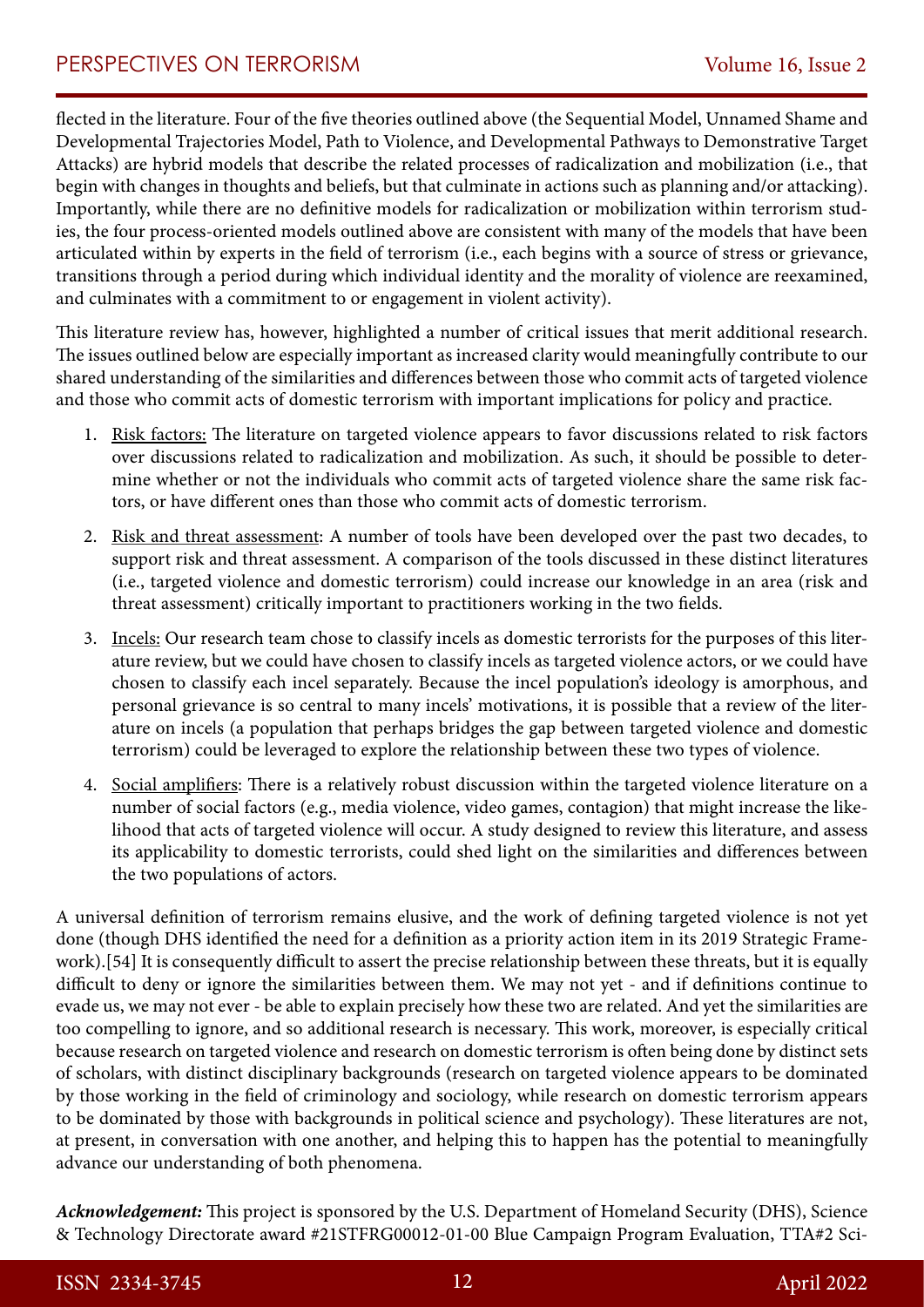flected in the literature. Four of the five theories outlined above (the Sequential Model, Unnamed Shame and Developmental Trajectories Model, Path to Violence, and Developmental Pathways to Demonstrative Target Attacks) are hybrid models that describe the related processes of radicalization and mobilization (i.e., that begin with changes in thoughts and beliefs, but that culminate in actions such as planning and/or attacking). Importantly, while there are no definitive models for radicalization or mobilization within terrorism studies, the four process-oriented models outlined above are consistent with many of the models that have been articulated within by experts in the field of terrorism (i.e., each begins with a source of stress or grievance, transitions through a period during which individual identity and the morality of violence are reexamined, and culminates with a commitment to or engagement in violent activity).

This literature review has, however, highlighted a number of critical issues that merit additional research. The issues outlined below are especially important as increased clarity would meaningfully contribute to our shared understanding of the similarities and differences between those who commit acts of targeted violence and those who commit acts of domestic terrorism with important implications for policy and practice.

1. Risk factors: The literature on targeted violence appears to favor discussions related to risk factors over discussions related to radicalization and mobilization. As such, it should be possible to determine whether or not the individuals who commit acts of targeted violence share the same risk factors, or have different ones than those who commit acts of domestic terrorism.
2. Risk and threat assessment: A number of tools have been developed over the past two decades, to support risk and threat assessment. A comparison of the tools discussed in these distinct literatures (i.e., targeted violence and domestic terrorism) could increase our knowledge in an area (risk and threat assessment) critically important to practitioners working in the two fields.
3. Incels: Our research team chose to classify incels as domestic terrorists for the purposes of this literature review, but we could have chosen to classify incels as targeted violence actors, or we could have chosen to classify each incel separately. Because the incel population's ideology is amorphous, and personal grievance is so central to many incels' motivations, it is possible that a review of the literature on incels (a population that perhaps bridges the gap between targeted violence and domestic terrorism) could be leveraged to explore the relationship between these two types of violence.
4. Social amplifiers: There is a relatively robust discussion within the targeted violence literature on a number of social factors (e.g., media violence, video games, contagion) that might increase the likelihood that acts of targeted violence will occur. A study designed to review this literature, and assess its applicability to domestic terrorists, could shed light on the similarities and differences between the two populations of actors.

A universal definition of terrorism remains elusive, and the work of defining targeted violence is not yet done (though DHS identified the need for a definition as a priority action item in its 2019 Strategic Framework).[54] It is consequently difficult to assert the precise relationship between these threats, but it is equally difficult to deny or ignore the similarities between them. We may not yet - and if definitions continue to evade us, we may not ever - be able to explain precisely how these two are related. And yet the similarities are too compelling to ignore, and so additional research is necessary. This work, moreover, is especially critical because research on targeted violence and research on domestic terrorism is often being done by distinct sets of scholars, with distinct disciplinary backgrounds (research on targeted violence appears to be dominated by those working in the field of criminology and sociology, while research on domestic terrorism appears to be dominated by those with backgrounds in political science and psychology). These literatures are not, at present, in conversation with one another, and helping this to happen has the potential to meaningfully advance our understanding of both phenomena.

***Acknowledgement:*** This project is sponsored by the U.S. Department of Homeland Security (DHS), Science & Technology Directorate award #21STFRG00012-01-00 Blue Campaign Program Evaluation, TTA#2 Sci-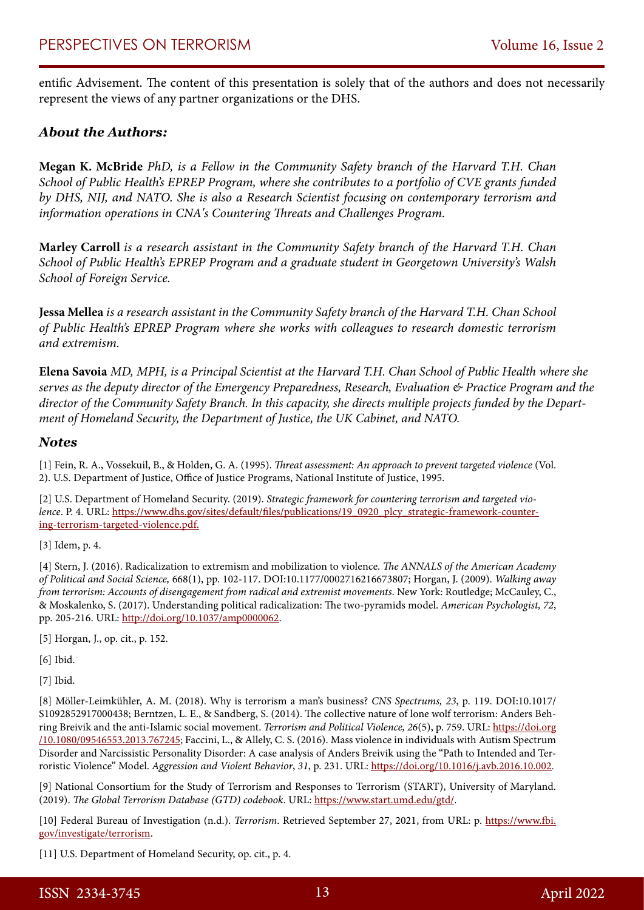entific Advisement. The content of this presentation is solely that of the authors and does not necessarily represent the views of any partner organizations or the DHS.

### *About the Authors:*

**Megan K. McBride** *PhD, is a Fellow in the Community Safety branch of the Harvard T.H. Chan School of Public Health's EPREP Program, where she contributes to a portfolio of CVE grants funded by DHS, NIJ, and NATO. She is also a Research Scientist focusing on contemporary terrorism and information operations in CNA's Countering Threats and Challenges Program.*

**Marley Carroll** *is a research assistant in the Community Safety branch of the Harvard T.H. Chan School of Public Health's EPREP Program and a graduate student in Georgetown University's Walsh School of Foreign Service.*

**Jessa Mellea** *is a research assistant in the Community Safety branch of the Harvard T.H. Chan School of Public Health's EPREP Program where she works with colleagues to research domestic terrorism and extremism.*

**Elena Savoia** *MD, MPH, is a Principal Scientist at the Harvard T.H. Chan School of Public Health where she serves as the deputy director of the Emergency Preparedness, Research, Evaluation & Practice Program and the director of the Community Safety Branch. In this capacity, she directs multiple projects funded by the Department of Homeland Security, the Department of Justice, the UK Cabinet, and NATO.*

### *Notes*

[1] Fein, R. A., Vossekuil, B., & Holden, G. A. (1995). *Threat assessment: An approach to prevent targeted violence* (Vol. 2). U.S. Department of Justice, Office of Justice Programs, National Institute of Justice, 1995.

[2] U.S. Department of Homeland Security. (2019). *Strategic framework for countering terrorism and targeted violence*. P. 4. URL: https://www.dhs.gov/sites/default/files/publications/19_0920_plcy_strategic-framework-countering-terrorism-targeted-violence.pdf.

[3] Idem, p. 4.

[4] Stern, J. (2016). Radicalization to extremism and mobilization to violence. *The ANNALS of the American Academy of Political and Social Science,* 668(1), pp. 102-117. DOI:10.1177/0002716216673807; Horgan, J. (2009). *Walking away from terrorism: Accounts of disengagement from radical and extremist movements*. New York: Routledge; McCauley, C., & Moskalenko, S. (2017). Understanding political radicalization: The two-pyramids model. *American Psychologist, 72*, pp. 205-216. URL: http://doi.org/10.1037/amp0000062.

[5] Horgan, J., op. cit., p. 152.

[6] Ibid.

[7] Ibid.

[8] Möller-Leimkühler, A. M. (2018). Why is terrorism a man's business? *CNS Spectrums, 23*, p. 119. DOI:10.1017/S1092852917000438; Berntzen, L. E., & Sandberg, S. (2014). The collective nature of lone wolf terrorism: Anders Behring Breivik and the anti-Islamic social movement. *Terrorism and Political Violence, 26*(5), p. 759. URL: https://doi.org/10.1080/09546553.2013.767245; Faccini, L., & Allely, C. S. (2016). Mass violence in individuals with Autism Spectrum Disorder and Narcissistic Personality Disorder: A case analysis of Anders Breivik using the "Path to Intended and Terroristic Violence" Model. *Aggression and Violent Behavior*, *31*, p. 231. URL: https://doi.org/10.1016/j.avb.2016.10.002.

[9] National Consortium for the Study of Terrorism and Responses to Terrorism (START), University of Maryland. (2019). *The Global Terrorism Database (GTD) codebook*. URL: https://www.start.umd.edu/gtd/.

[10] Federal Bureau of Investigation (n.d.). *Terrorism*. Retrieved September 27, 2021, from URL: p. https://www.fbi.gov/investigate/terrorism.

[11] U.S. Department of Homeland Security, op. cit., p. 4.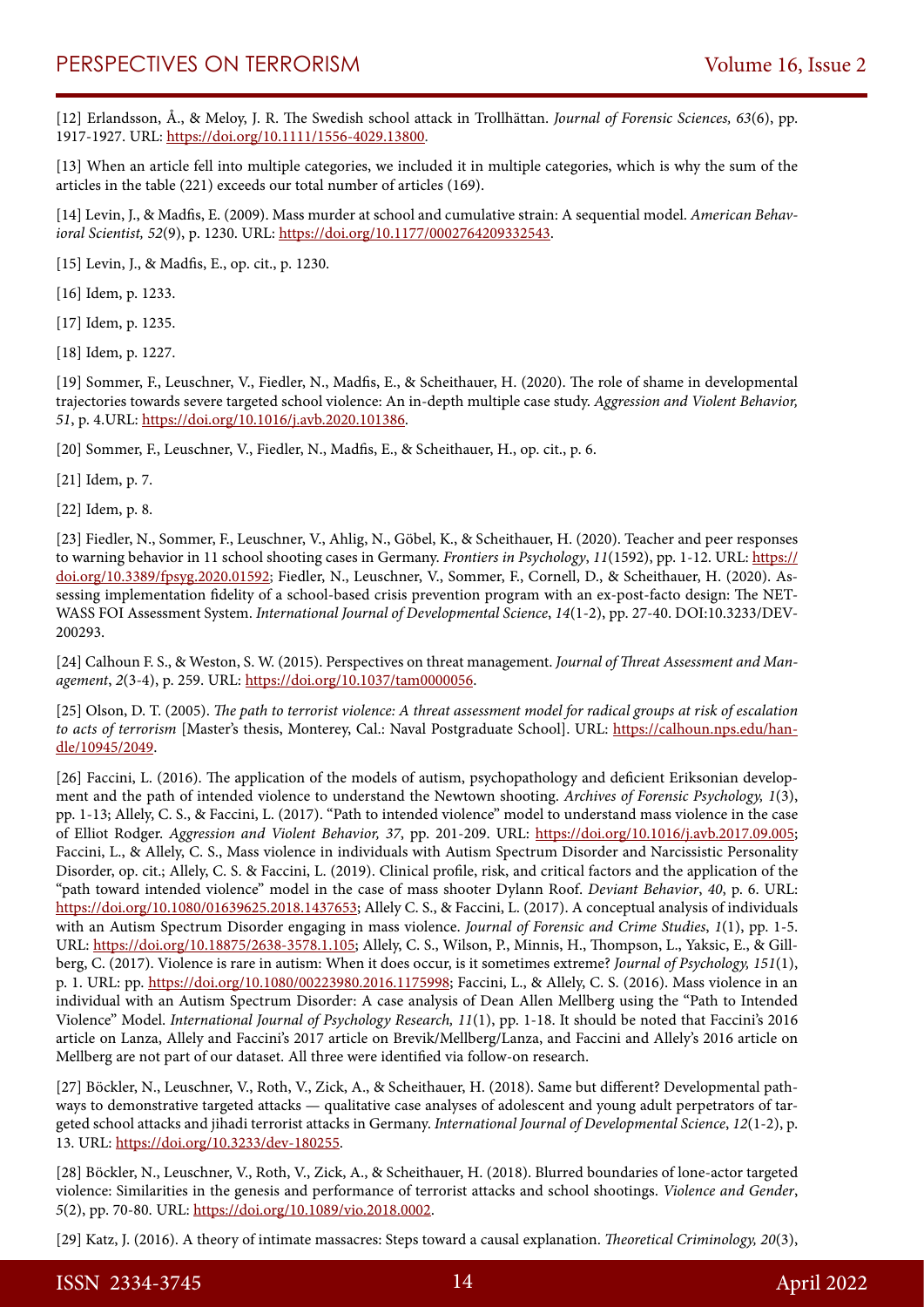[12] Erlandsson, Å., & Meloy, J. R. The Swedish school attack in Trollhättan. *Journal of Forensic Sciences, 63*(6), pp. 1917-1927. URL: https://doi.org/10.1111/1556-4029.13800.

[13] When an article fell into multiple categories, we included it in multiple categories, which is why the sum of the articles in the table (221) exceeds our total number of articles (169).

[14] Levin, J., & Madfis, E. (2009). Mass murder at school and cumulative strain: A sequential model. *American Behavioral Scientist, 52*(9), p. 1230. URL: https://doi.org/10.1177/0002764209332543.

[15] Levin, J., & Madfis, E., op. cit., p. 1230.

[16] Idem, p. 1233.

[17] Idem, p. 1235.

[18] Idem, p. 1227.

[19] Sommer, F., Leuschner, V., Fiedler, N., Madfis, E., & Scheithauer, H. (2020). The role of shame in developmental trajectories towards severe targeted school violence: An in-depth multiple case study. *Aggression and Violent Behavior, 51*, p. 4.URL: https://doi.org/10.1016/j.avb.2020.101386.

[20] Sommer, F., Leuschner, V., Fiedler, N., Madfis, E., & Scheithauer, H., op. cit., p. 6.

[21] Idem, p. 7.

[22] Idem, p. 8.

[23] Fiedler, N., Sommer, F., Leuschner, V., Ahlig, N., Göbel, K., & Scheithauer, H. (2020). Teacher and peer responses to warning behavior in 11 school shooting cases in Germany. *Frontiers in Psychology*, *11*(1592), pp. 1-12. URL: https://doi.org/10.3389/fpsyg.2020.01592; Fiedler, N., Leuschner, V., Sommer, F., Cornell, D., & Scheithauer, H. (2020). Assessing implementation fidelity of a school-based crisis prevention program with an ex-post-facto design: The NETWASS FOI Assessment System. *International Journal of Developmental Science*, *14*(1-2), pp. 27-40. DOI:10.3233/DEV-200293.

[24] Calhoun F. S., & Weston, S. W. (2015). Perspectives on threat management. *Journal of Threat Assessment and Management*, *2*(3-4), p. 259. URL: https://doi.org/10.1037/tam0000056.

[25] Olson, D. T. (2005). *The path to terrorist violence: A threat assessment model for radical groups at risk of escalation to acts of terrorism* [Master's thesis, Monterey, Cal.: Naval Postgraduate School]. URL: https://calhoun.nps.edu/handle/10945/2049.

[26] Faccini, L. (2016). The application of the models of autism, psychopathology and deficient Eriksonian development and the path of intended violence to understand the Newtown shooting. *Archives of Forensic Psychology, 1*(3), pp. 1-13; Allely, C. S., & Faccini, L. (2017). "Path to intended violence" model to understand mass violence in the case of Elliot Rodger. *Aggression and Violent Behavior, 37*, pp. 201-209. URL: https://doi.org/10.1016/j.avb.2017.09.005; Faccini, L., & Allely, C. S., Mass violence in individuals with Autism Spectrum Disorder and Narcissistic Personality Disorder, op. cit.; Allely, C. S. & Faccini, L. (2019). Clinical profile, risk, and critical factors and the application of the "path toward intended violence" model in the case of mass shooter Dylann Roof. *Deviant Behavior*, *40*, p. 6. URL: https://doi.org/10.1080/01639625.2018.1437653; Allely C. S., & Faccini, L. (2017). A conceptual analysis of individuals with an Autism Spectrum Disorder engaging in mass violence. *Journal of Forensic and Crime Studies*, *1*(1), pp. 1-5. URL: https://doi.org/10.18875/2638-3578.1.105; Allely, C. S., Wilson, P., Minnis, H., Thompson, L., Yaksic, E., & Gillberg, C. (2017). Violence is rare in autism: When it does occur, is it sometimes extreme? *Journal of Psychology, 151*(1), p. 1. URL: pp. https://doi.org/10.1080/00223980.2016.1175998; Faccini, L., & Allely, C. S. (2016). Mass violence in an individual with an Autism Spectrum Disorder: A case analysis of Dean Allen Mellberg using the "Path to Intended Violence" Model. *International Journal of Psychology Research, 11*(1), pp. 1-18. It should be noted that Faccini's 2016 article on Lanza, Allely and Faccini's 2017 article on Brevik/Mellberg/Lanza, and Faccini and Allely's 2016 article on Mellberg are not part of our dataset. All three were identified via follow-on research.

[27] Böckler, N., Leuschner, V., Roth, V., Zick, A., & Scheithauer, H. (2018). Same but different? Developmental pathways to demonstrative targeted attacks — qualitative case analyses of adolescent and young adult perpetrators of targeted school attacks and jihadi terrorist attacks in Germany. *International Journal of Developmental Science*, *12*(1-2), p. 13. URL: https://doi.org/10.3233/dev-180255.

[28] Böckler, N., Leuschner, V., Roth, V., Zick, A., & Scheithauer, H. (2018). Blurred boundaries of lone-actor targeted violence: Similarities in the genesis and performance of terrorist attacks and school shootings. *Violence and Gender*, *5*(2), pp. 70-80. URL: https://doi.org/10.1089/vio.2018.0002.

[29] Katz, J. (2016). A theory of intimate massacres: Steps toward a causal explanation. *Theoretical Criminology, 20*(3),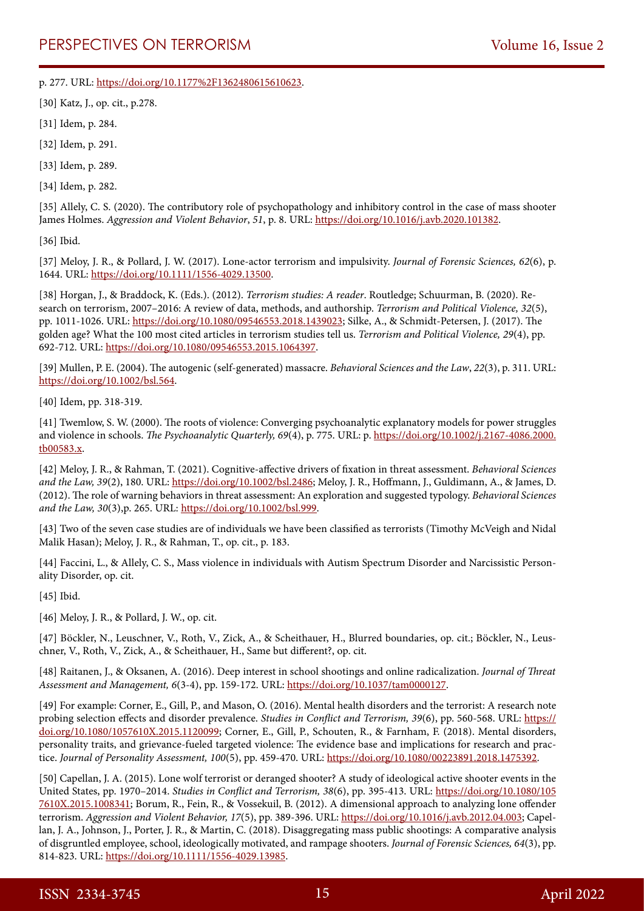p. 277. URL: https://doi.org/10.1177%2F1362480615610623.

[30] Katz, J., op. cit., p.278.

[31] Idem, p. 284.

[32] Idem, p. 291.

[33] Idem, p. 289.

[34] Idem, p. 282.

[35] Allely, C. S. (2020). The contributory role of psychopathology and inhibitory control in the case of mass shooter James Holmes. *Aggression and Violent Behavior*, *51*, p. 8. URL: https://doi.org/10.1016/j.avb.2020.101382.

[36] Ibid.

[37] Meloy, J. R., & Pollard, J. W. (2017). Lone-actor terrorism and impulsivity. *Journal of Forensic Sciences, 62*(6), p. 1644. URL: https://doi.org/10.1111/1556-4029.13500.

[38] Horgan, J., & Braddock, K. (Eds.). (2012). *Terrorism studies: A reader*. Routledge; Schuurman, B. (2020). Research on terrorism, 2007–2016: A review of data, methods, and authorship. *Terrorism and Political Violence, 32*(5), pp. 1011-1026. URL: https://doi.org/10.1080/09546553.2018.1439023; Silke, A., & Schmidt-Petersen, J. (2017). The golden age? What the 100 most cited articles in terrorism studies tell us. *Terrorism and Political Violence, 29*(4), pp. 692-712. URL: https://doi.org/10.1080/09546553.2015.1064397.

[39] Mullen, P. E. (2004). The autogenic (self-generated) massacre. *Behavioral Sciences and the Law*, *22*(3), p. 311. URL: https://doi.org/10.1002/bsl.564.

[40] Idem, pp. 318-319.

[41] Twemlow, S. W. (2000). The roots of violence: Converging psychoanalytic explanatory models for power struggles and violence in schools. *The Psychoanalytic Quarterly, 69*(4), p. 775. URL: p. https://doi.org/10.1002/j.2167-4086.2000.tb00583.x.

[42] Meloy, J. R., & Rahman, T. (2021). Cognitive-affective drivers of fixation in threat assessment. *Behavioral Sciences and the Law, 39*(2), 180. URL: https://doi.org/10.1002/bsl.2486; Meloy, J. R., Hoffmann, J., Guldimann, A., & James, D. (2012). The role of warning behaviors in threat assessment: An exploration and suggested typology. *Behavioral Sciences and the Law, 30*(3),p. 265. URL: https://doi.org/10.1002/bsl.999.

[43] Two of the seven case studies are of individuals we have been classified as terrorists (Timothy McVeigh and Nidal Malik Hasan); Meloy, J. R., & Rahman, T., op. cit., p. 183.

[44] Faccini, L., & Allely, C. S., Mass violence in individuals with Autism Spectrum Disorder and Narcissistic Personality Disorder, op. cit.

[45] Ibid.

[46] Meloy, J. R., & Pollard, J. W., op. cit.

[47] Böckler, N., Leuschner, V., Roth, V., Zick, A., & Scheithauer, H., Blurred boundaries, op. cit.; Böckler, N., Leuschner, V., Roth, V., Zick, A., & Scheithauer, H., Same but different?, op. cit.

[48] Raitanen, J., & Oksanen, A. (2016). Deep interest in school shootings and online radicalization. *Journal of Threat Assessment and Management, 6*(3-4), pp. 159-172. URL: https://doi.org/10.1037/tam0000127.

[49] For example: Corner, E., Gill, P., and Mason, O. (2016). Mental health disorders and the terrorist: A research note probing selection effects and disorder prevalence. *Studies in Conflict and Terrorism, 39*(6), pp. 560-568. URL: https://doi.org/10.1080/1057610X.2015.1120099; Corner, E., Gill, P., Schouten, R., & Farnham, F. (2018). Mental disorders, personality traits, and grievance-fueled targeted violence: The evidence base and implications for research and practice. *Journal of Personality Assessment, 100*(5), pp. 459-470. URL: https://doi.org/10.1080/00223891.2018.1475392.

[50] Capellan, J. A. (2015). Lone wolf terrorist or deranged shooter? A study of ideological active shooter events in the United States, pp. 1970–2014. *Studies in Conflict and Terrorism, 38*(6), pp. 395-413. URL: https://doi.org/10.1080/1057610X.2015.1008341; Borum, R., Fein, R., & Vossekuil, B. (2012). A dimensional approach to analyzing lone offender terrorism. *Aggression and Violent Behavior, 17*(5), pp. 389-396. URL: https://doi.org/10.1016/j.avb.2012.04.003; Capellan, J. A., Johnson, J., Porter, J. R., & Martin, C. (2018). Disaggregating mass public shootings: A comparative analysis of disgruntled employee, school, ideologically motivated, and rampage shooters. *Journal of Forensic Sciences, 64*(3), pp. 814-823. URL: https://doi.org/10.1111/1556-4029.13985.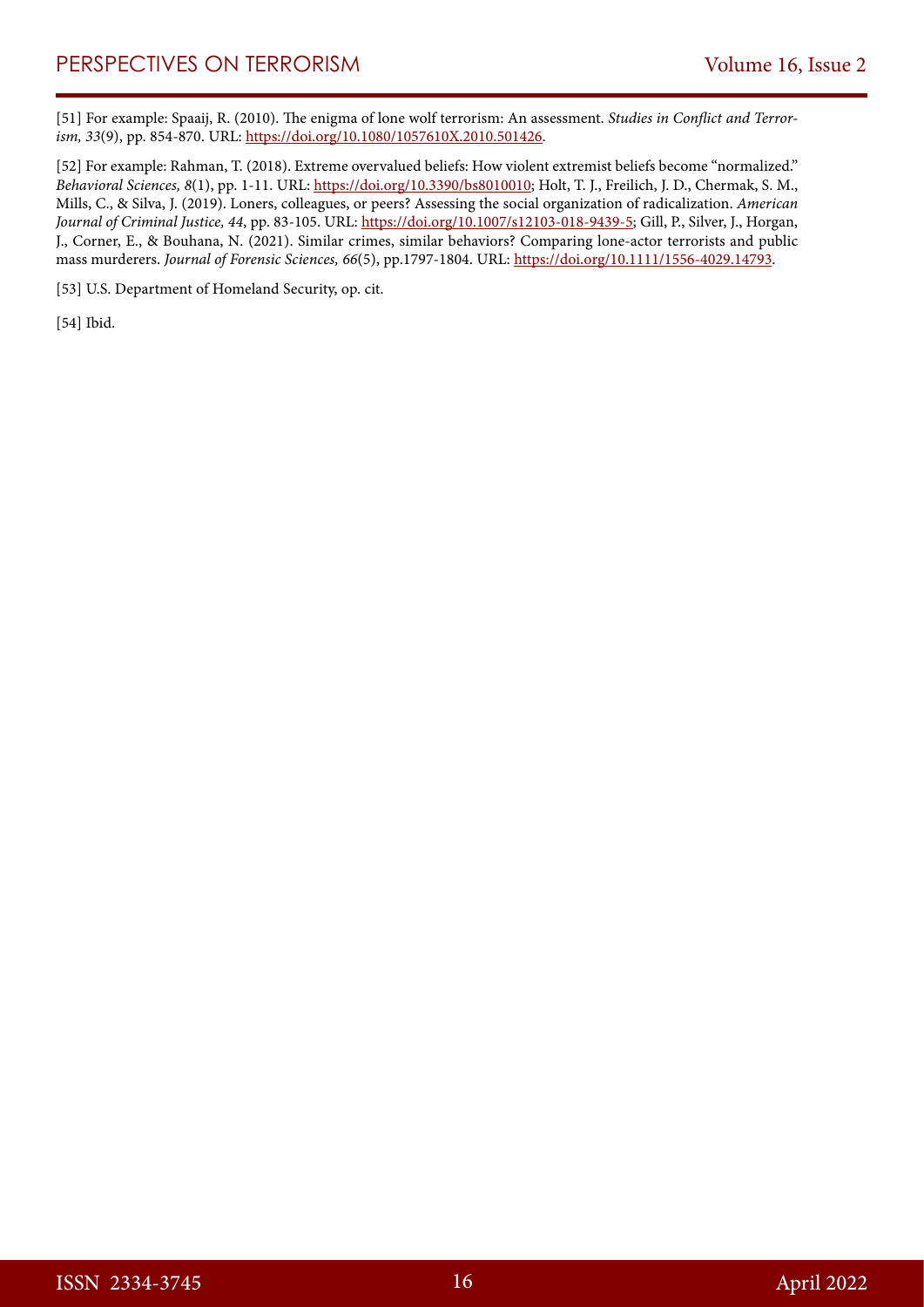[51] For example: Spaaij, R. (2010). The enigma of lone wolf terrorism: An assessment. *Studies in Conflict and Terrorism, 33*(9), pp. 854-870. URL: https://doi.org/10.1080/1057610X.2010.501426.

[52] For example: Rahman, T. (2018). Extreme overvalued beliefs: How violent extremist beliefs become "normalized." *Behavioral Sciences, 8*(1), pp. 1-11. URL: https://doi.org/10.3390/bs8010010; Holt, T. J., Freilich, J. D., Chermak, S. M., Mills, C., & Silva, J. (2019). Loners, colleagues, or peers? Assessing the social organization of radicalization. *American Journal of Criminal Justice, 44*, pp. 83-105. URL: https://doi.org/10.1007/s12103-018-9439-5; Gill, P., Silver, J., Horgan, J., Corner, E., & Bouhana, N. (2021). Similar crimes, similar behaviors? Comparing lone-actor terrorists and public mass murderers. *Journal of Forensic Sciences, 66*(5), pp.1797-1804. URL: https://doi.org/10.1111/1556-4029.14793.

[53] U.S. Department of Homeland Security, op. cit.

[54] Ibid.